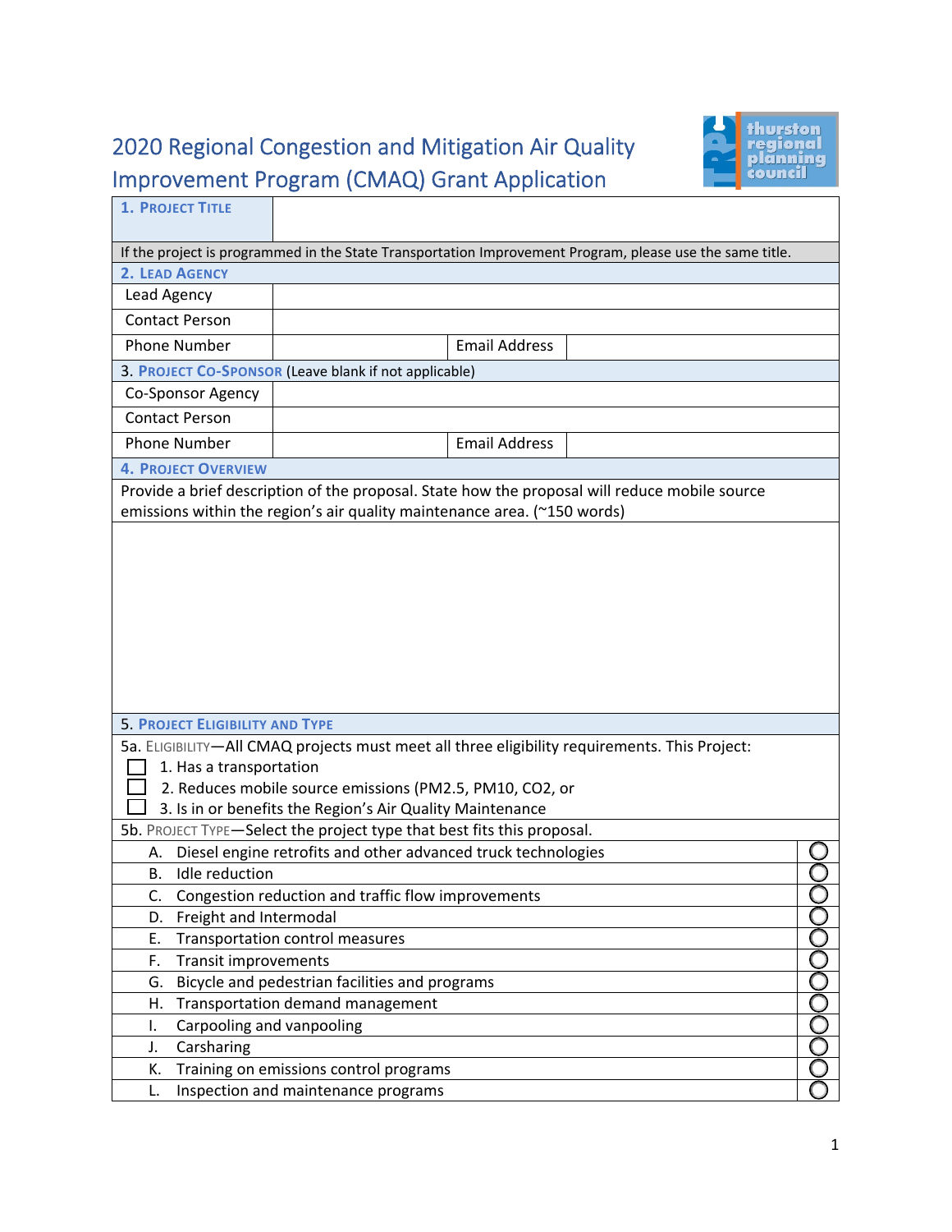# 2020 Regional Congestion and Mitigation Air Quality Improvement Program (CMAQ) Grant Application

| **1. Project Title** | | | |
|---|---|---|---|
| If the project is programmed in the State Transportation Improvement Program, please use the same title. | | | |
| **2. Lead Agency** | | | |
| Lead Agency | | | |
| Contact Person | | | |
| Phone Number | | Email Address | |
| **3. Project Co-Sponsor** (Leave blank if not applicable) | | | |
| Co-Sponsor Agency | | | |
| Contact Person | | | |
| Phone Number | | Email Address | |

**4. Project Overview**

Provide a brief description of the proposal. State how the proposal will reduce mobile source emissions within the region's air quality maintenance area. (~150 words)

**5. Project Eligibility and Type**

5a. Eligibility—All CMAQ projects must meet all three eligibility requirements. This Project:

- ☐ 1. Has a transportation
- ☐ 2. Reduces mobile source emissions (PM2.5, PM10, CO2, or
- ☐ 3. Is in or benefits the Region's Air Quality Maintenance

5b. Project Type—Select the project type that best fits this proposal.

| Project Type | |
|---|---|
| A. Diesel engine retrofits and other advanced truck technologies | ○ |
| B. Idle reduction | ○ |
| C. Congestion reduction and traffic flow improvements | ○ |
| D. Freight and Intermodal | ○ |
| E. Transportation control measures | ○ |
| F. Transit improvements | ○ |
| G. Bicycle and pedestrian facilities and programs | ○ |
| H. Transportation demand management | ○ |
| I. Carpooling and vanpooling | ○ |
| J. Carsharing | ○ |
| K. Training on emissions control programs | ○ |
| L. Inspection and maintenance programs | ○ |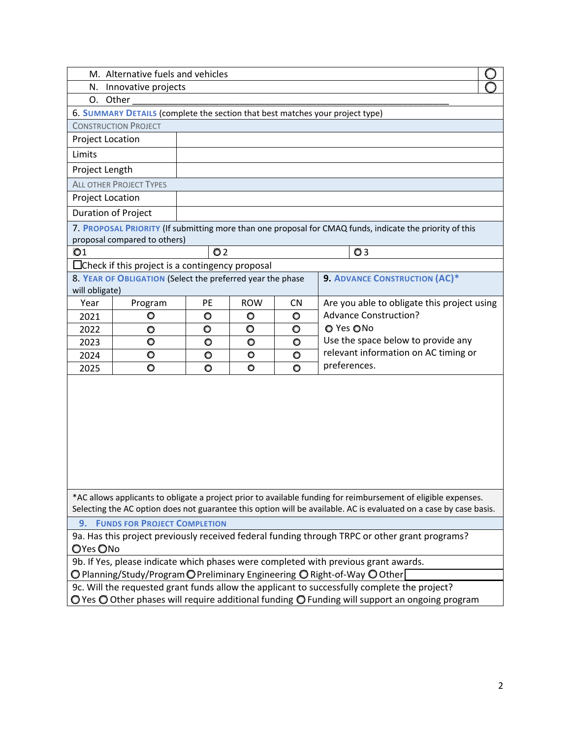| | |
|---|---|
| M. Alternative fuels and vehicles | ○ |
| N. Innovative projects | ○ |
| O. Other ___________________________________________ | |

**6. SUMMARY DETAILS** (complete the section that best matches your project type)

| CONSTRUCTION PROJECT | |
|---|---|
| Project Location | |
| Limits | |
| Project Length | |
| **ALL OTHER PROJECT TYPES** | |
| Project Location | |
| Duration of Project | |

**7. PROPOSAL PRIORITY** (If submitting more than one proposal for CMAQ funds, indicate the priority of this proposal compared to others)

○ 1 ○ 2 ○ 3

☐ Check if this project is a contingency proposal

**8. YEAR OF OBLIGATION** (Select the preferred year the phase will obligate)

| Year | Program | PE | ROW | CN |
|---|---|---|---|---|
| 2021 | ○ | ○ | ○ | ○ |
| 2022 | ○ | ○ | ○ | ○ |
| 2023 | ○ | ○ | ○ | ○ |
| 2024 | ○ | ○ | ○ | ○ |
| 2025 | ○ | ○ | ○ | ○ |

**9. ADVANCE CONSTRUCTION (AC)***

Are you able to obligate this project using Advance Construction?

○ Yes ○ No

Use the space below to provide any relevant information on AC timing or preferences.

*AC allows applicants to obligate a project prior to available funding for reimbursement of eligible expenses. Selecting the AC option does not guarantee this option will be available. AC is evaluated on a case by case basis.

**9. FUNDS FOR PROJECT COMPLETION**

9a. Has this project previously received federal funding through TRPC or other grant programs?
○ Yes ○ No

9b. If Yes, please indicate which phases were completed with previous grant awards.
○ Planning/Study/Program ○ Preliminary Engineering ○ Right-of-Way ○ Other ________

9c. Will the requested grant funds allow the applicant to successfully complete the project?
○ Yes ○ Other phases will require additional funding ○ Funding will support an ongoing program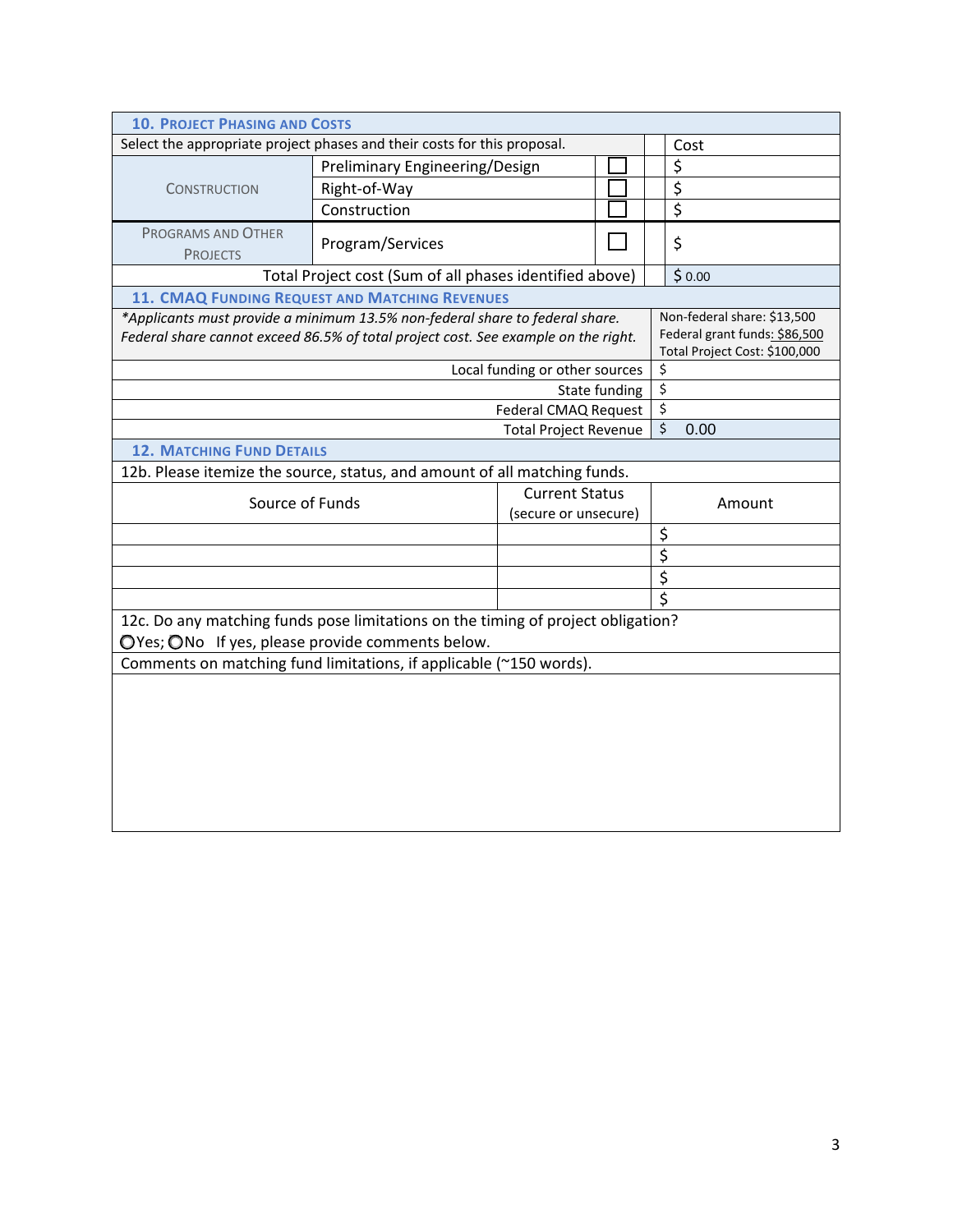## 10. Project Phasing and Costs

| Select the appropriate project phases and their costs for this proposal. | | | Cost |
|---|---|---|---|
| CONSTRUCTION | Preliminary Engineering/Design | ☐ | $ |
| | Right-of-Way | ☐ | $ |
| | Construction | ☐ | $ |
| PROGRAMS AND OTHER PROJECTS | Program/Services | ☐ | $ |
| | Total Project cost (Sum of all phases identified above) | | $ 0.00 |

## 11. CMAQ Funding Request and Matching Revenues

| *Applicants must provide a minimum 13.5% non-federal share to federal share. Federal share cannot exceed 86.5% of total project cost. See example on the right.* | Non-federal share: $13,500<br>Federal grant funds: $86,500<br>Total Project Cost: $100,000 |
|---|---|
| Local funding or other sources | $ |
| State funding | $ |
| Federal CMAQ Request | $ |
| Total Project Revenue | $ 0.00 |

## 12. Matching Fund Details

12b. Please itemize the source, status, and amount of all matching funds.

| Source of Funds | Current Status (secure or unsecure) | Amount |
|---|---|---|
| | | $ |
| | | $ |
| | | $ |
| | | $ |

12c. Do any matching funds pose limitations on the timing of project obligation?
○Yes; ○No If yes, please provide comments below.

Comments on matching fund limitations, if applicable (~150 words).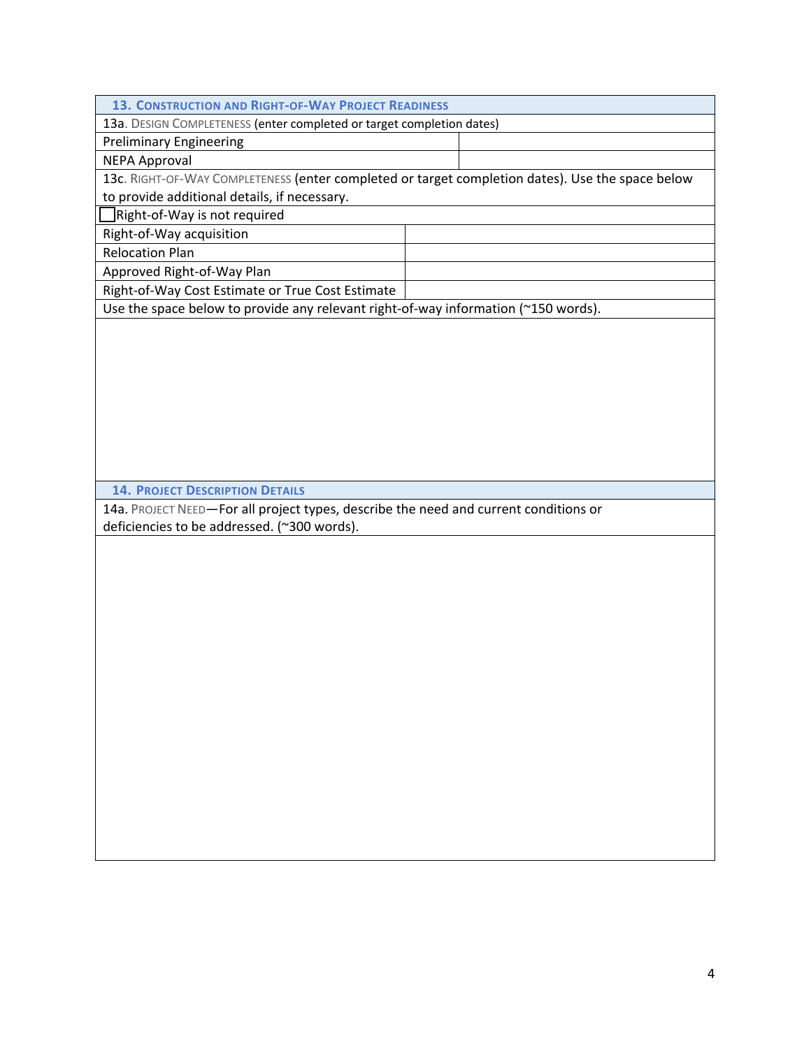## 13. Construction and Right-of-Way Project Readiness

13a. Design Completeness (enter completed or target completion dates)

| Preliminary Engineering | |
|---|---|
| NEPA Approval | |

13c. Right-of-Way Completeness (enter completed or target completion dates). Use the space below to provide additional details, if necessary.

☐ Right-of-Way is not required

| Right-of-Way acquisition | |
|---|---|
| Relocation Plan | |
| Approved Right-of-Way Plan | |
| Right-of-Way Cost Estimate or True Cost Estimate | |

Use the space below to provide any relevant right-of-way information (~150 words).

## 14. Project Description Details

14a. Project Need—For all project types, describe the need and current conditions or deficiencies to be addressed. (~300 words).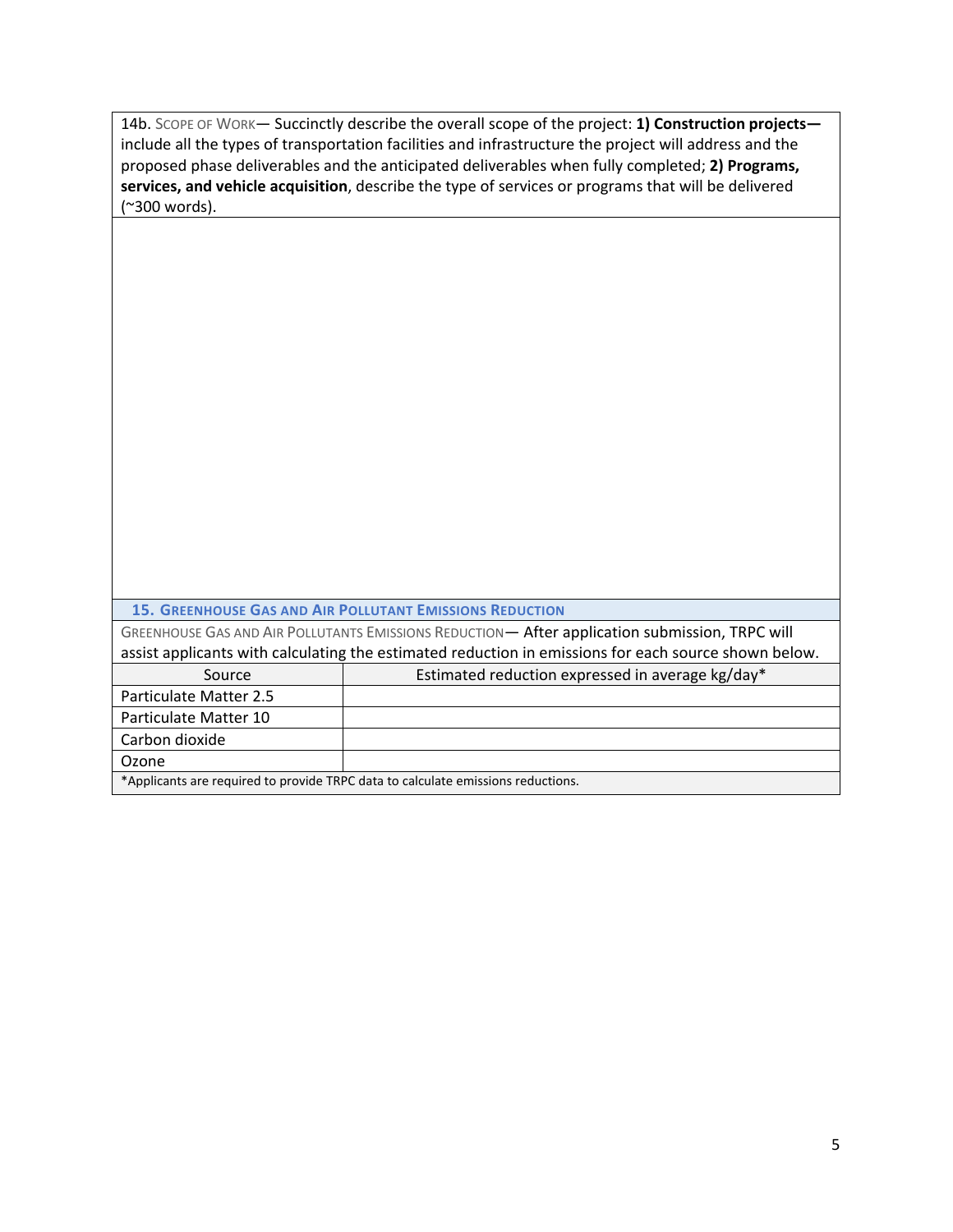14b. Scope of Work— Succinctly describe the overall scope of the project: **1) Construction projects—** include all the types of transportation facilities and infrastructure the project will address and the proposed phase deliverables and the anticipated deliverables when fully completed; **2) Programs, services, and vehicle acquisition**, describe the type of services or programs that will be delivered (~300 words).

## 15. Greenhouse Gas and Air Pollutant Emissions Reduction

Greenhouse Gas and Air Pollutants Emissions Reduction— After application submission, TRPC will assist applicants with calculating the estimated reduction in emissions for each source shown below.

| Source | Estimated reduction expressed in average kg/day* |
| --- | --- |
| Particulate Matter 2.5 | |
| Particulate Matter 10 | |
| Carbon dioxide | |
| Ozone | |

*Applicants are required to provide TRPC data to calculate emissions reductions.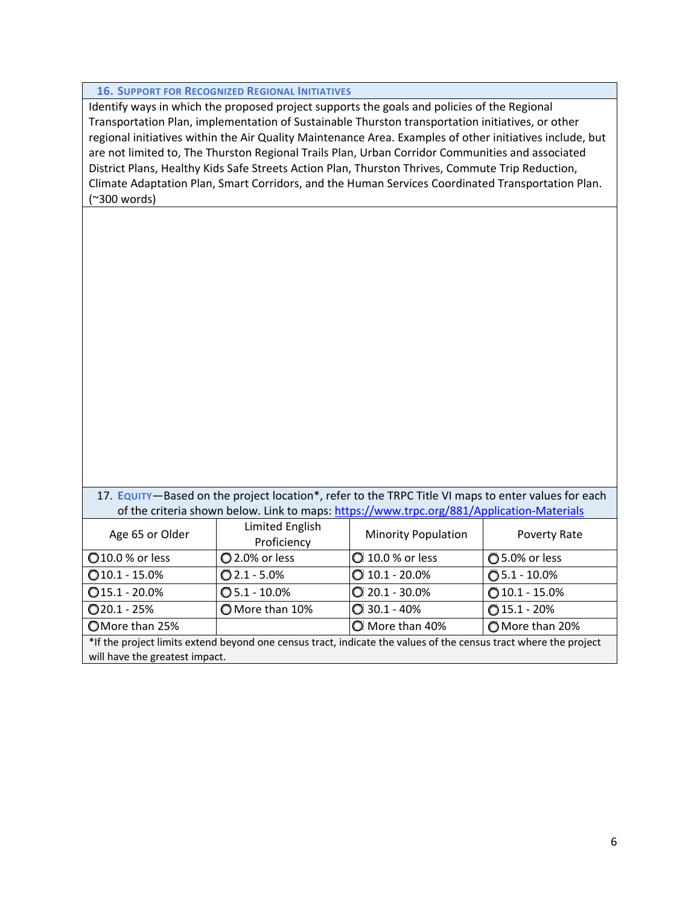## 16. Support for Recognized Regional Initiatives

Identify ways in which the proposed project supports the goals and policies of the Regional Transportation Plan, implementation of Sustainable Thurston transportation initiatives, or other regional initiatives within the Air Quality Maintenance Area. Examples of other initiatives include, but are not limited to, The Thurston Regional Trails Plan, Urban Corridor Communities and associated District Plans, Healthy Kids Safe Streets Action Plan, Thurston Thrives, Commute Trip Reduction, Climate Adaptation Plan, Smart Corridors, and the Human Services Coordinated Transportation Plan. (~300 words)

## 17. Equity

Based on the project location*, refer to the TRPC Title VI maps to enter values for each of the criteria shown below. Link to maps: https://www.trpc.org/881/Application-Materials

| Age 65 or Older | Limited English Proficiency | Minority Population | Poverty Rate |
|---|---|---|---|
| ○ 10.0 % or less | ○ 2.0% or less | ○ 10.0 % or less | ○ 5.0% or less |
| ○ 10.1 - 15.0% | ○ 2.1 - 5.0% | ○ 10.1 - 20.0% | ○ 5.1 - 10.0% |
| ○ 15.1 - 20.0% | ○ 5.1 - 10.0% | ○ 20.1 - 30.0% | ○ 10.1 - 15.0% |
| ○ 20.1 - 25% | ○ More than 10% | ○ 30.1 - 40% | ○ 15.1 - 20% |
| ○ More than 25% | | ○ More than 40% | ○ More than 20% |

*If the project limits extend beyond one census tract, indicate the values of the census tract where the project will have the greatest impact.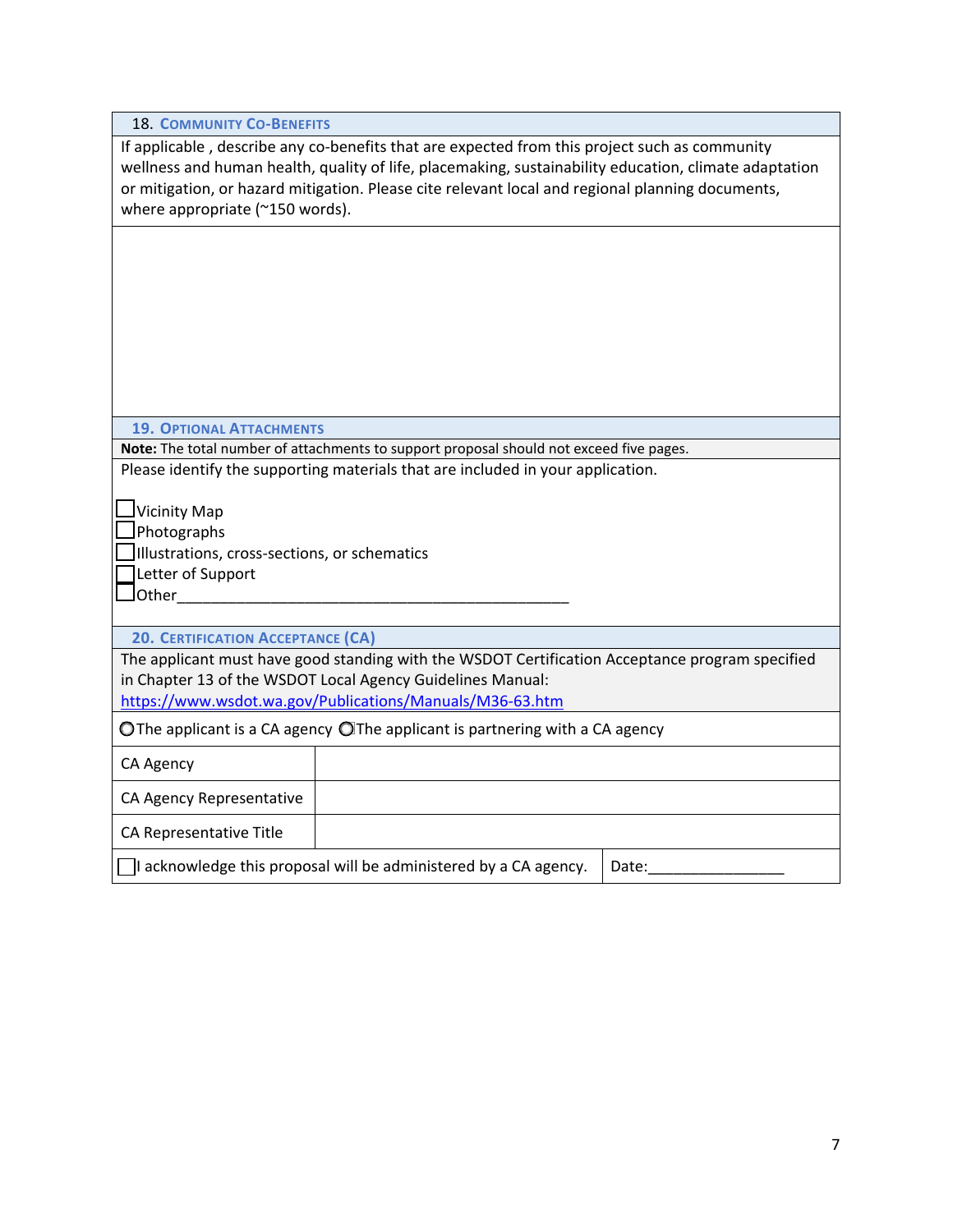## 18. Community Co-Benefits

If applicable , describe any co-benefits that are expected from this project such as community wellness and human health, quality of life, placemaking, sustainability education, climate adaptation or mitigation, or hazard mitigation. Please cite relevant local and regional planning documents, where appropriate (~150 words).

## 19. Optional Attachments

**Note:** The total number of attachments to support proposal should not exceed five pages.

Please identify the supporting materials that are included in your application.

- ☐ Vicinity Map
- ☐ Photographs
- ☐ Illustrations, cross-sections, or schematics
- ☐ Letter of Support
- ☐ Other_______________________________________________

## 20. Certification Acceptance (CA)

The applicant must have good standing with the WSDOT Certification Acceptance program specified in Chapter 13 of the WSDOT Local Agency Guidelines Manual: https://www.wsdot.wa.gov/Publications/Manuals/M36-63.htm

○ The applicant is a CA agency ○ The applicant is partnering with a CA agency

| | |
|---|---|
| CA Agency | |
| CA Agency Representative | |
| CA Representative Title | |

☐ I acknowledge this proposal will be administered by a CA agency. Date:________________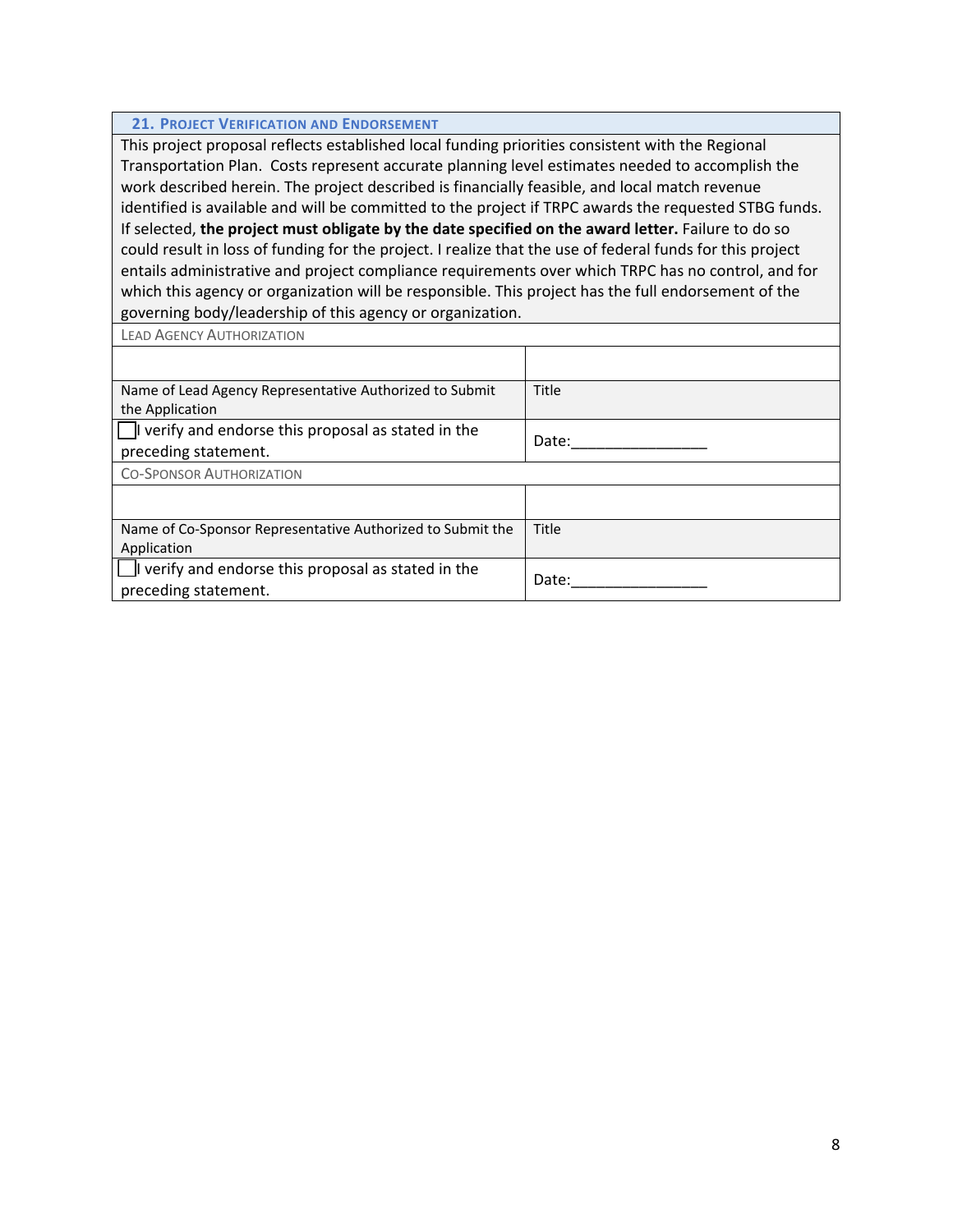### 21. Project Verification and Endorsement

This project proposal reflects established local funding priorities consistent with the Regional Transportation Plan. Costs represent accurate planning level estimates needed to accomplish the work described herein. The project described is financially feasible, and local match revenue identified is available and will be committed to the project if TRPC awards the requested STBG funds. If selected, **the project must obligate by the date specified on the award letter.** Failure to do so could result in loss of funding for the project. I realize that the use of federal funds for this project entails administrative and project compliance requirements over which TRPC has no control, and for which this agency or organization will be responsible. This project has the full endorsement of the governing body/leadership of this agency or organization.

| | |
|---|---|
| LEAD AGENCY AUTHORIZATION | |
| | |
| Name of Lead Agency Representative Authorized to Submit the Application | Title |
| ☐ I verify and endorse this proposal as stated in the preceding statement. | Date:________________ |
| CO-SPONSOR AUTHORIZATION | |
| | |
| Name of Co-Sponsor Representative Authorized to Submit the Application | Title |
| ☐ I verify and endorse this proposal as stated in the preceding statement. | Date:________________ |